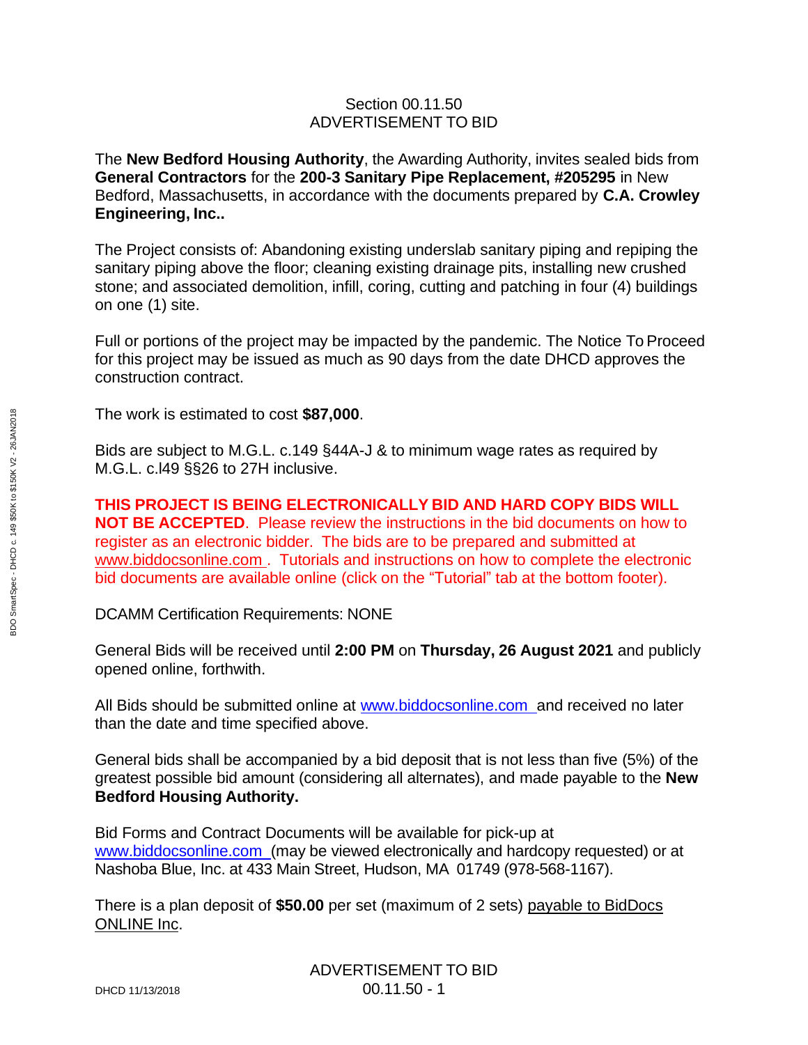Section 00.11.50
# ADVERTISEMENT TO BID

The **New Bedford Housing Authority**, the Awarding Authority, invites sealed bids from **General Contractors** for the **200-3 Sanitary Pipe Replacement, #205295** in New Bedford, Massachusetts, in accordance with the documents prepared by **C.A. Crowley Engineering, Inc..**

The Project consists of: Abandoning existing underslab sanitary piping and repiping the sanitary piping above the floor; cleaning existing drainage pits, installing new crushed stone; and associated demolition, infill, coring, cutting and patching in four (4) buildings on one (1) site.

Full or portions of the project may be impacted by the pandemic. The Notice To Proceed for this project may be issued as much as 90 days from the date DHCD approves the construction contract.

The work is estimated to cost **$87,000**.

Bids are subject to M.G.L. c.149 §44A-J & to minimum wage rates as required by M.G.L. c.l49 §§26 to 27H inclusive.

**THIS PROJECT IS BEING ELECTRONICALLY BID AND HARD COPY BIDS WILL NOT BE ACCEPTED**. Please review the instructions in the bid documents on how to register as an electronic bidder. The bids are to be prepared and submitted at www.biddocsonline.com . Tutorials and instructions on how to complete the electronic bid documents are available online (click on the "Tutorial" tab at the bottom footer).

DCAMM Certification Requirements: NONE

General Bids will be received until **2:00 PM** on **Thursday, 26 August 2021** and publicly opened online, forthwith.

All Bids should be submitted online at www.biddocsonline.com and received no later than the date and time specified above.

General bids shall be accompanied by a bid deposit that is not less than five (5%) of the greatest possible bid amount (considering all alternates), and made payable to the **New Bedford Housing Authority.**

Bid Forms and Contract Documents will be available for pick-up at www.biddocsonline.com (may be viewed electronically and hardcopy requested) or at Nashoba Blue, Inc. at 433 Main Street, Hudson, MA 01749 (978-568-1167).

There is a plan deposit of **$50.00** per set (maximum of 2 sets) payable to BidDocs ONLINE Inc.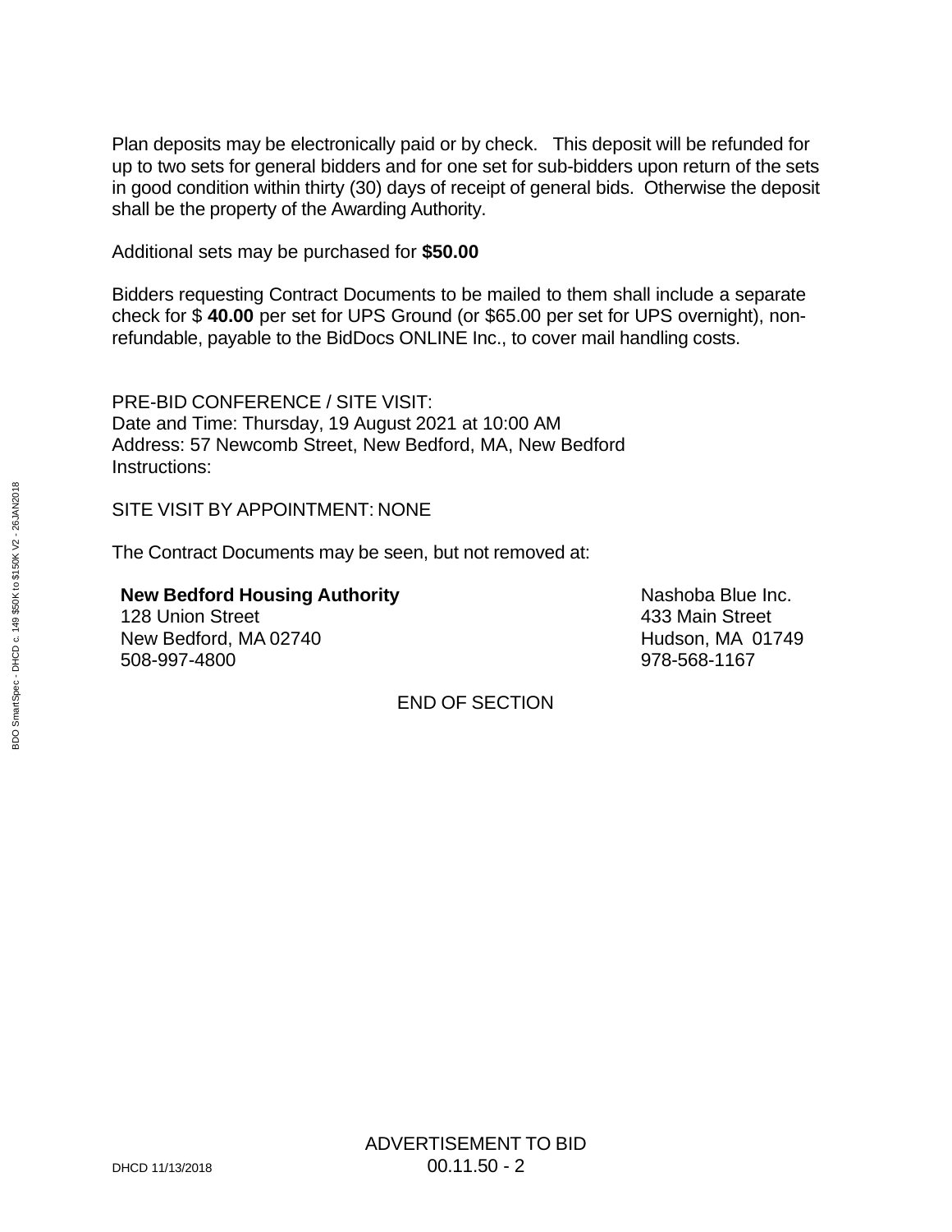Plan deposits may be electronically paid or by check. This deposit will be refunded for up to two sets for general bidders and for one set for sub-bidders upon return of the sets in good condition within thirty (30) days of receipt of general bids. Otherwise the deposit shall be the property of the Awarding Authority.

Additional sets may be purchased for **$50.00**

Bidders requesting Contract Documents to be mailed to them shall include a separate check for $ **40.00** per set for UPS Ground (or $65.00 per set for UPS overnight), non-refundable, payable to the BidDocs ONLINE Inc., to cover mail handling costs.

PRE-BID CONFERENCE / SITE VISIT:
Date and Time: Thursday, 19 August 2021 at 10:00 AM
Address: 57 Newcomb Street, New Bedford, MA, New Bedford
Instructions:

SITE VISIT BY APPOINTMENT: NONE

The Contract Documents may be seen, but not removed at:

**New Bedford Housing Authority**
128 Union Street
New Bedford, MA 02740
508-997-4800

Nashoba Blue Inc.
433 Main Street
Hudson, MA 01749
978-568-1167

END OF SECTION